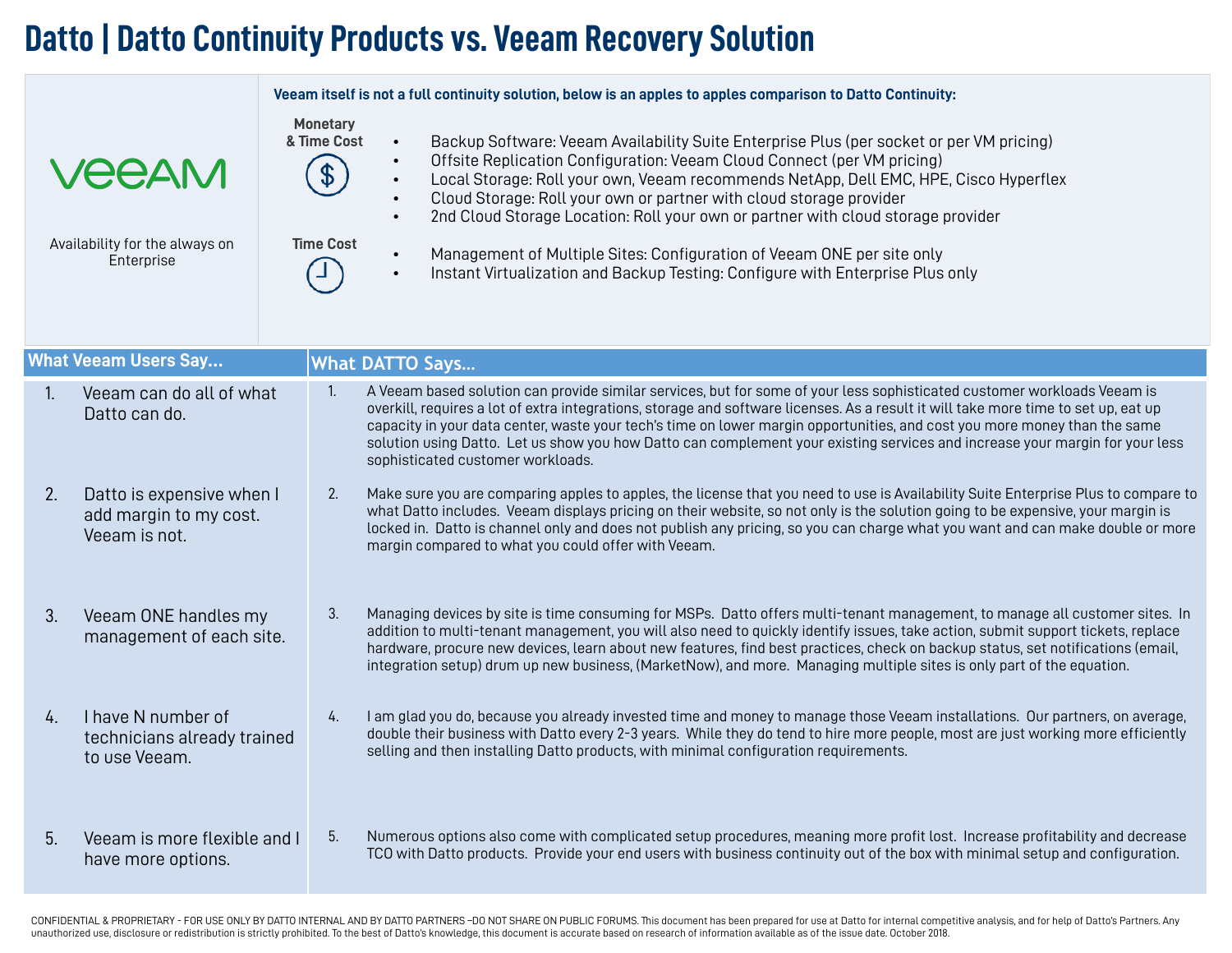# Datto | Datto Continuity Products vs. Veeam Recovery Solution

**VEEAM**

Availability for the always on Enterprise

**Veeam itself is not a full continuity solution, below is an apples to apples comparison to Datto Continuity:**

**Monetary & Time Cost**

- Backup Software: Veeam Availability Suite Enterprise Plus (per socket or per VM pricing)
- Offsite Replication Configuration: Veeam Cloud Connect (per VM pricing)
- Local Storage: Roll your own, Veeam recommends NetApp, Dell EMC, HPE, Cisco Hyperflex
- Cloud Storage: Roll your own or partner with cloud storage provider
- 2nd Cloud Storage Location: Roll your own or partner with cloud storage provider

**Time Cost**

- Management of Multiple Sites: Configuration of Veeam ONE per site only
- Instant Virtualization and Backup Testing: Configure with Enterprise Plus only

| What Veeam Users Say... | What DATTO Says... |
|---|---|
| 1. Veeam can do all of what Datto can do. | 1. A Veeam based solution can provide similar services, but for some of your less sophisticated customer workloads Veeam is overkill, requires a lot of extra integrations, storage and software licenses. As a result it will take more time to set up, eat up capacity in your data center, waste your tech's time on lower margin opportunities, and cost you more money than the same solution using Datto. Let us show you how Datto can complement your existing services and increase your margin for your less sophisticated customer workloads. |
| 2. Datto is expensive when I add margin to my cost. Veeam is not. | 2. Make sure you are comparing apples to apples, the license that you need to use is Availability Suite Enterprise Plus to compare to what Datto includes. Veeam displays pricing on their website, so not only is the solution going to be expensive, your margin is locked in. Datto is channel only and does not publish any pricing, so you can charge what you want and can make double or more margin compared to what you could offer with Veeam. |
| 3. Veeam ONE handles my management of each site. | 3. Managing devices by site is time consuming for MSPs. Datto offers multi-tenant management, to manage all customer sites. In addition to multi-tenant management, you will also need to quickly identify issues, take action, submit support tickets, replace hardware, procure new devices, learn about new features, find best practices, check on backup status, set notifications (email, integration setup) drum up new business, (MarketNow), and more. Managing multiple sites is only part of the equation. |
| 4. I have N number of technicians already trained to use Veeam. | 4. I am glad you do, because you already invested time and money to manage those Veeam installations. Our partners, on average, double their business with Datto every 2-3 years. While they do tend to hire more people, most are just working more efficiently selling and then installing Datto products, with minimal configuration requirements. |
| 5. Veeam is more flexible and I have more options. | 5. Numerous options also come with complicated setup procedures, meaning more profit lost. Increase profitability and decrease TCO with Datto products. Provide your end users with business continuity out of the box with minimal setup and configuration. |

CONFIDENTIAL & PROPRIETARY - FOR USE ONLY BY DATTO INTERNAL AND BY DATTO PARTNERS –DO NOT SHARE ON PUBLIC FORUMS. This document has been prepared for use at Datto for internal competitive analysis, and for help of Datto's Partners. Any unauthorized use, disclosure or redistribution is strictly prohibited. To the best of Datto's knowledge, this document is accurate based on research of information available as of the issue date. October 2018.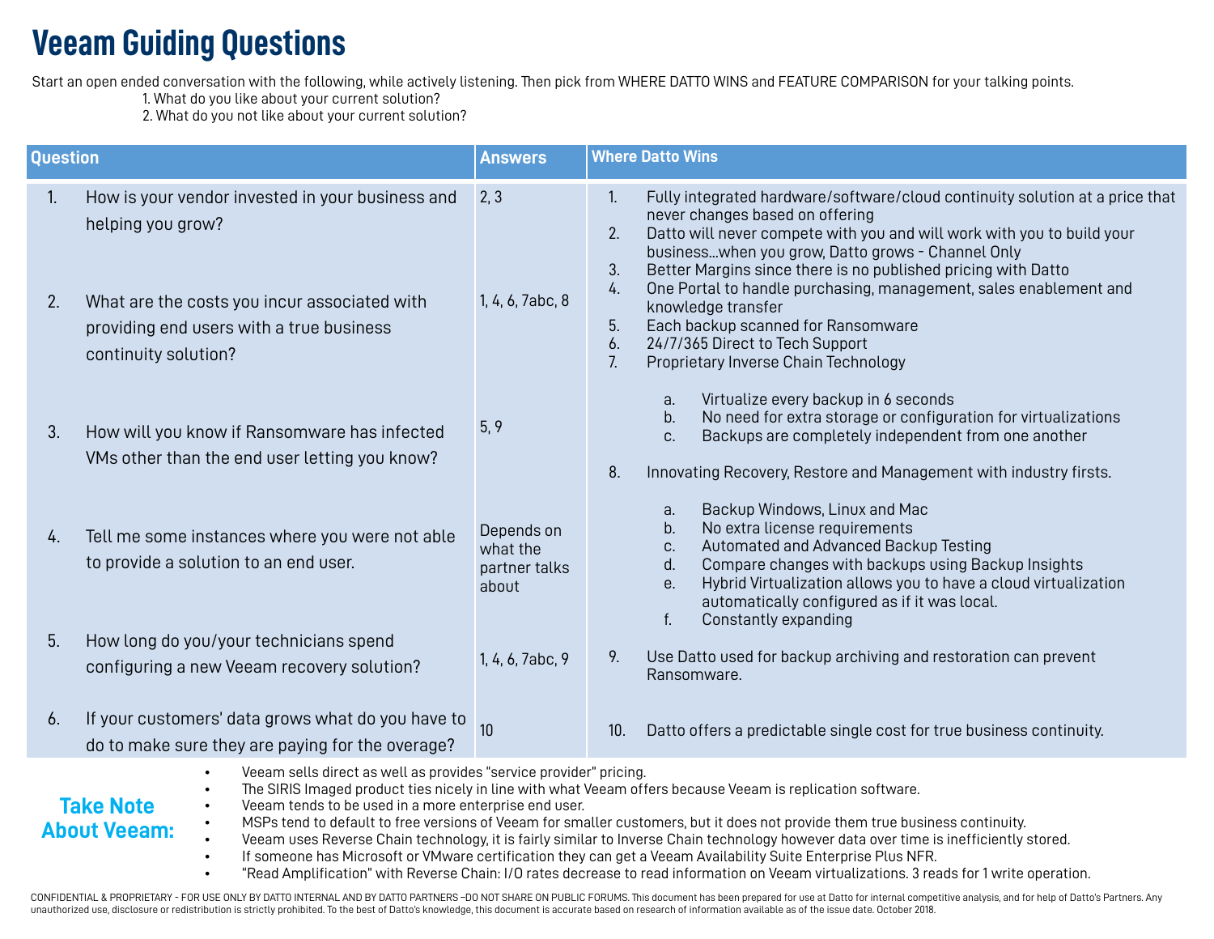# Veeam Guiding Questions

Start an open ended conversation with the following, while actively listening. Then pick from WHERE DATTO WINS and FEATURE COMPARISON for your talking points.

1. What do you like about your current solution?
2. What do you not like about your current solution?

| Question | Answers |
|---|---|
| 1. How is your vendor invested in your business and helping you grow? | 2, 3 |
| 2. What are the costs you incur associated with providing end users with a true business continuity solution? | 1, 4, 6, 7abc, 8 |
| 3. How will you know if Ransomware has infected VMs other than the end user letting you know? | 5, 9 |
| 4. Tell me some instances where you were not able to provide a solution to an end user. | Depends on what the partner talks about |
| 5. How long do you/your technicians spend configuring a new Veeam recovery solution? | 1, 4, 6, 7abc, 9 |
| 6. If your customers' data grows what do you have to do to make sure they are paying for the overage? | 10 |

**Where Datto Wins**

1. Fully integrated hardware/software/cloud continuity solution at a price that never changes based on offering
2. Datto will never compete with you and will work with you to build your business...when you grow, Datto grows - Channel Only
3. Better Margins since there is no published pricing with Datto
4. One Portal to handle purchasing, management, sales enablement and knowledge transfer
5. Each backup scanned for Ransomware
6. 24/7/365 Direct to Tech Support
7. Proprietary Inverse Chain Technology
   a. Virtualize every backup in 6 seconds
   b. No need for extra storage or configuration for virtualizations
   c. Backups are completely independent from one another
8. Innovating Recovery, Restore and Management with industry firsts.
   a. Backup Windows, Linux and Mac
   b. No extra license requirements
   c. Automated and Advanced Backup Testing
   d. Compare changes with backups using Backup Insights
   e. Hybrid Virtualization allows you to have a cloud virtualization automatically configured as if it was local.
   f. Constantly expanding
9. Use Datto used for backup archiving and restoration can prevent Ransomware.
10. Datto offers a predictable single cost for true business continuity.

**Take Note About Veeam:**

- Veeam sells direct as well as provides "service provider" pricing.
- The SIRIS Imaged product ties nicely in line with what Veeam offers because Veeam is replication software.
- Veeam tends to be used in a more enterprise end user.
- MSPs tend to default to free versions of Veeam for smaller customers, but it does not provide them true business continuity.
- Veeam uses Reverse Chain technology, it is fairly similar to Inverse Chain technology however data over time is inefficiently stored.
- If someone has Microsoft or VMware certification they can get a Veeam Availability Suite Enterprise Plus NFR.
- "Read Amplification" with Reverse Chain: I/O rates decrease to read information on Veeam virtualizations. 3 reads for 1 write operation.

CONFIDENTIAL & PROPRIETARY - FOR USE ONLY BY DATTO INTERNAL AND BY DATTO PARTNERS –DO NOT SHARE ON PUBLIC FORUMS. This document has been prepared for use at Datto for internal competitive analysis, and for help of Datto's Partners. Any unauthorized use, disclosure or redistribution is strictly prohibited. To the best of Datto's knowledge, this document is accurate based on research of information available as of the issue date. October 2018.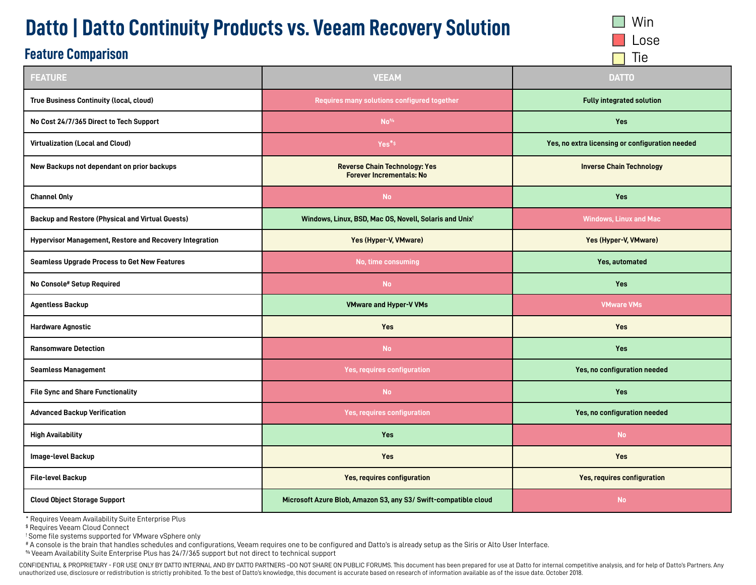# Datto | Datto Continuity Products vs. Veeam Recovery Solution

## Feature Comparison

Win
Lose
Tie

| FEATURE | VEEAM | DATTO |
|---|---|---|
| True Business Continuity (local, cloud) | Requires many solutions configured together | Fully integrated solution |
| No Cost 24/7/365 Direct to Tech Support | No[%] | Yes |
| Virtualization (Local and Cloud) | Yes[*$] | Yes, no extra licensing or configuration needed |
| New Backups not dependant on prior backups | Reverse Chain Technology: Yes<br>Forever Incrementals: No | Inverse Chain Technology |
| Channel Only | No | Yes |
| Backup and Restore (Physical and Virtual Guests) | Windows, Linux, BSD, Mac OS, Novell, Solaris and Unix[!] | Windows, Linux and Mac |
| Hypervisor Management, Restore and Recovery Integration | Yes (Hyper-V, VMware) | Yes (Hyper-V, VMware) |
| Seamless Upgrade Process to Get New Features | No, time consuming | Yes, automated |
| No Console[#] Setup Required | No | Yes |
| Agentless Backup | VMware and Hyper-V VMs | VMware VMs |
| Hardware Agnostic | Yes | Yes |
| Ransomware Detection | No | Yes |
| Seamless Management | Yes, requires configuration | Yes, no configuration needed |
| File Sync and Share Functionality | No | Yes |
| Advanced Backup Verification | Yes, requires configuration | Yes, no configuration needed |
| High Availability | Yes | No |
| Image-level Backup | Yes | Yes |
| File-level Backup | Yes, requires configuration | Yes, requires configuration |
| Cloud Object Storage Support | Microsoft Azure Blob, Amazon S3, any S3/ Swift-compatible cloud | No |

\* Requires Veeam Availability Suite Enterprise Plus
$ Requires Veeam Cloud Connect
! Some file systems supported for VMware vSphere only
\# A console is the brain that handles schedules and configurations, Veeam requires one to be configured and Datto's is already setup as the Siris or Alto User Interface.
% Veeam Availability Suite Enterprise Plus has 24/7/365 support but not direct to technical support

CONFIDENTIAL & PROPRIETARY - FOR USE ONLY BY DATTO INTERNAL AND BY DATTO PARTNERS –DO NOT SHARE ON PUBLIC FORUMS. This document has been prepared for use at Datto for internal competitive analysis, and for help of Datto's Partners. Any unauthorized use, disclosure or redistribution is strictly prohibited. To the best of Datto's knowledge, this document is accurate based on research of information available as of the issue date. October 2018.